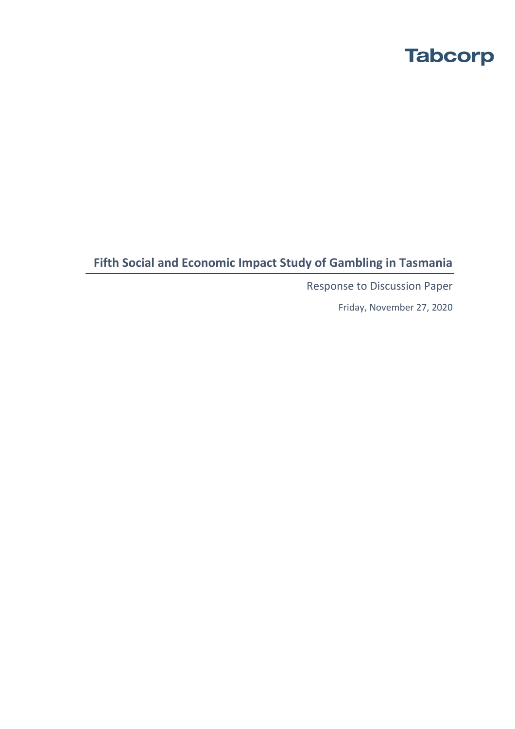Tabcorp

# Fifth Social and Economic Impact Study of Gambling in Tasmania

Response to Discussion Paper

Friday, November 27, 2020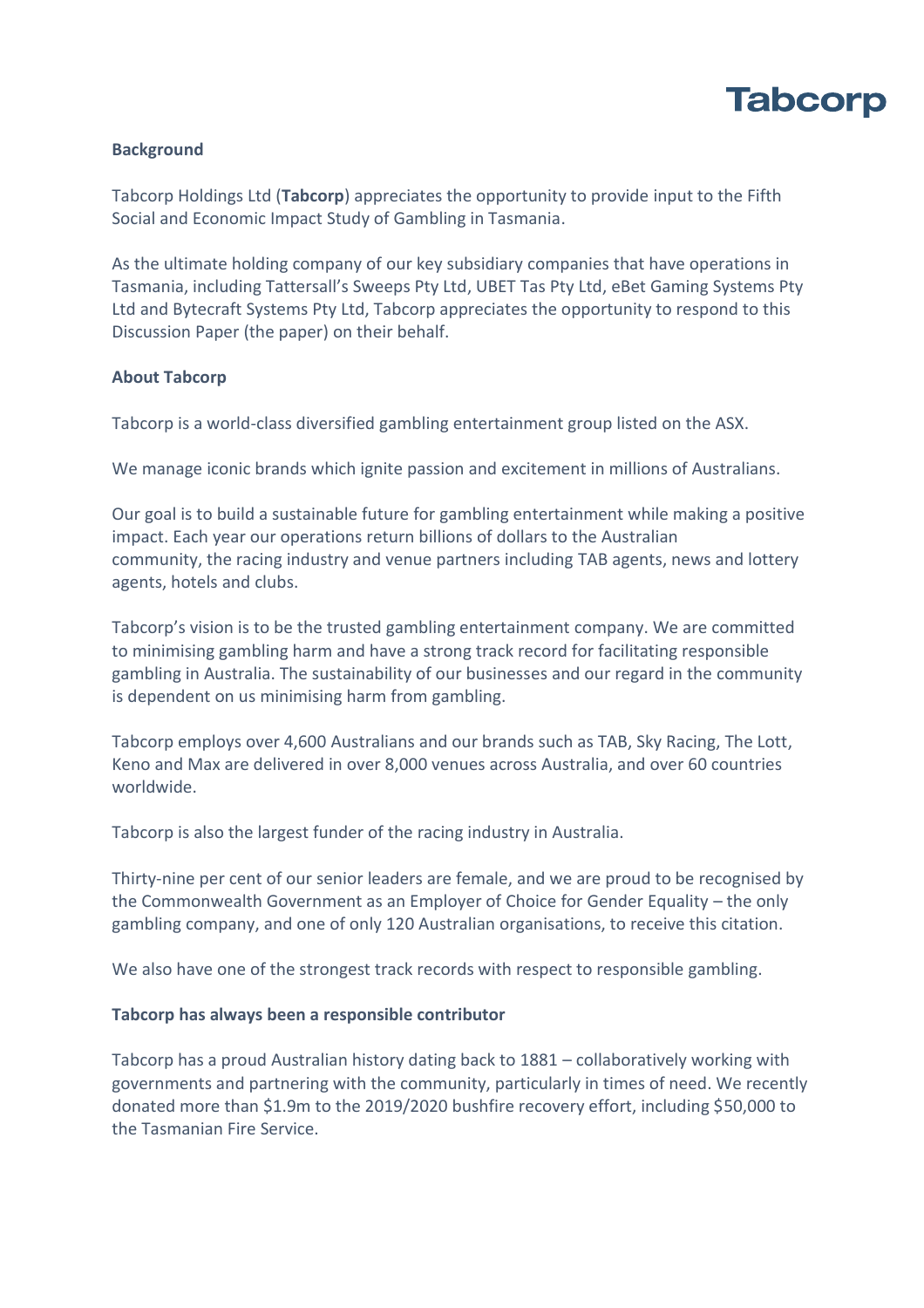**Background**

Tabcorp Holdings Ltd (**Tabcorp**) appreciates the opportunity to provide input to the Fifth Social and Economic Impact Study of Gambling in Tasmania.

As the ultimate holding company of our key subsidiary companies that have operations in Tasmania, including Tattersall's Sweeps Pty Ltd, UBET Tas Pty Ltd, eBet Gaming Systems Pty Ltd and Bytecraft Systems Pty Ltd, Tabcorp appreciates the opportunity to respond to this Discussion Paper (the paper) on their behalf.

**About Tabcorp**

Tabcorp is a world-class diversified gambling entertainment group listed on the ASX.

We manage iconic brands which ignite passion and excitement in millions of Australians.

Our goal is to build a sustainable future for gambling entertainment while making a positive impact. Each year our operations return billions of dollars to the Australian community, the racing industry and venue partners including TAB agents, news and lottery agents, hotels and clubs.

Tabcorp's vision is to be the trusted gambling entertainment company. We are committed to minimising gambling harm and have a strong track record for facilitating responsible gambling in Australia. The sustainability of our businesses and our regard in the community is dependent on us minimising harm from gambling.

Tabcorp employs over 4,600 Australians and our brands such as TAB, Sky Racing, The Lott, Keno and Max are delivered in over 8,000 venues across Australia, and over 60 countries worldwide.

Tabcorp is also the largest funder of the racing industry in Australia.

Thirty-nine per cent of our senior leaders are female, and we are proud to be recognised by the Commonwealth Government as an Employer of Choice for Gender Equality – the only gambling company, and one of only 120 Australian organisations, to receive this citation.

We also have one of the strongest track records with respect to responsible gambling.

**Tabcorp has always been a responsible contributor**

Tabcorp has a proud Australian history dating back to 1881 – collaboratively working with governments and partnering with the community, particularly in times of need. We recently donated more than $1.9m to the 2019/2020 bushfire recovery effort, including $50,000 to the Tasmanian Fire Service.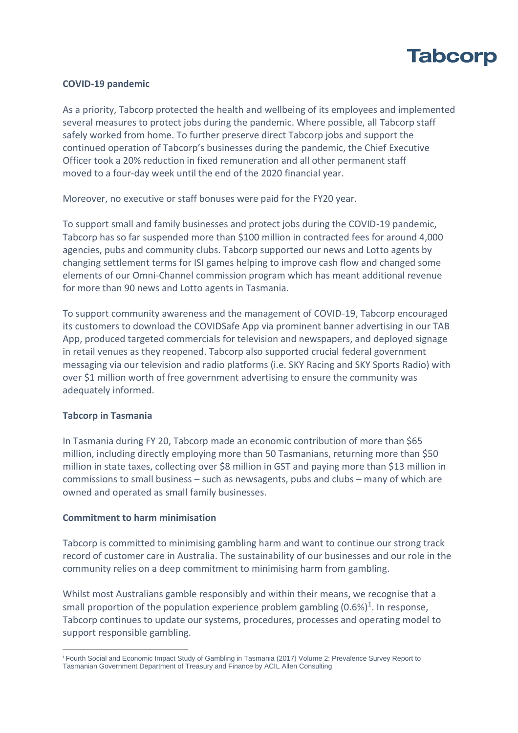**COVID-19 pandemic**

As a priority, Tabcorp protected the health and wellbeing of its employees and implemented several measures to protect jobs during the pandemic. Where possible, all Tabcorp staff safely worked from home. To further preserve direct Tabcorp jobs and support the continued operation of Tabcorp's businesses during the pandemic, the Chief Executive Officer took a 20% reduction in fixed remuneration and all other permanent staff moved to a four-day week until the end of the 2020 financial year.

Moreover, no executive or staff bonuses were paid for the FY20 year.

To support small and family businesses and protect jobs during the COVID-19 pandemic, Tabcorp has so far suspended more than $100 million in contracted fees for around 4,000 agencies, pubs and community clubs. Tabcorp supported our news and Lotto agents by changing settlement terms for ISI games helping to improve cash flow and changed some elements of our Omni-Channel commission program which has meant additional revenue for more than 90 news and Lotto agents in Tasmania.

To support community awareness and the management of COVID-19, Tabcorp encouraged its customers to download the COVIDSafe App via prominent banner advertising in our TAB App, produced targeted commercials for television and newspapers, and deployed signage in retail venues as they reopened. Tabcorp also supported crucial federal government messaging via our television and radio platforms (i.e. SKY Racing and SKY Sports Radio) with over $1 million worth of free government advertising to ensure the community was adequately informed.

**Tabcorp in Tasmania**

In Tasmania during FY 20, Tabcorp made an economic contribution of more than $65 million, including directly employing more than 50 Tasmanians, returning more than $50 million in state taxes, collecting over $8 million in GST and paying more than $13 million in commissions to small business – such as newsagents, pubs and clubs – many of which are owned and operated as small family businesses.

**Commitment to harm minimisation**

Tabcorp is committed to minimising gambling harm and want to continue our strong track record of customer care in Australia. The sustainability of our businesses and our role in the community relies on a deep commitment to minimising harm from gambling.

Whilst most Australians gamble responsibly and within their means, we recognise that a small proportion of the population experience problem gambling (0.6%)[1]. In response, Tabcorp continues to update our systems, procedures, processes and operating model to support responsible gambling.

---

[i] Fourth Social and Economic Impact Study of Gambling in Tasmania (2017) Volume 2: Prevalence Survey Report to Tasmanian Government Department of Treasury and Finance by ACIL Allen Consulting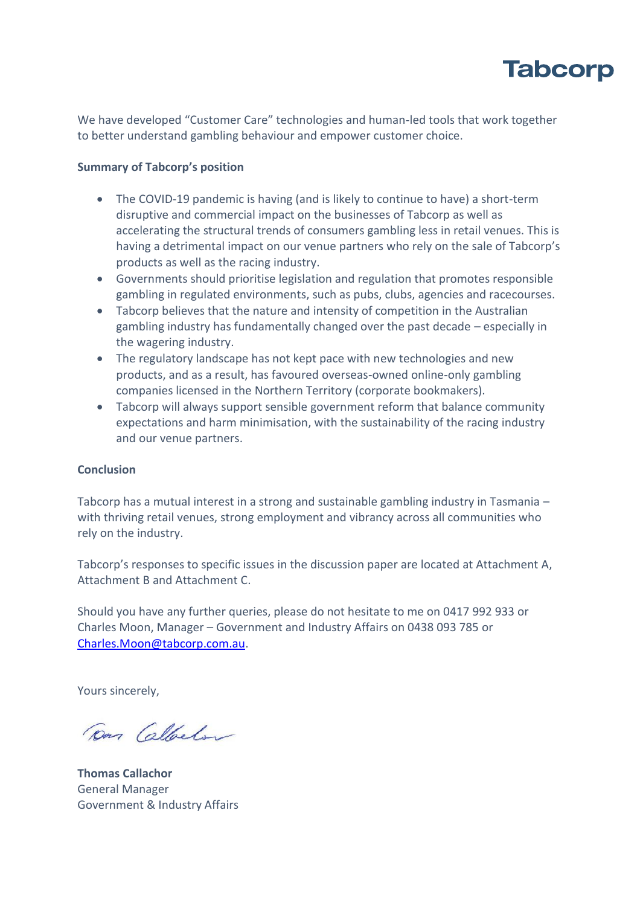We have developed "Customer Care" technologies and human-led tools that work together to better understand gambling behaviour and empower customer choice.

**Summary of Tabcorp's position**

- The COVID-19 pandemic is having (and is likely to continue to have) a short-term disruptive and commercial impact on the businesses of Tabcorp as well as accelerating the structural trends of consumers gambling less in retail venues. This is having a detrimental impact on our venue partners who rely on the sale of Tabcorp's products as well as the racing industry.
- Governments should prioritise legislation and regulation that promotes responsible gambling in regulated environments, such as pubs, clubs, agencies and racecourses.
- Tabcorp believes that the nature and intensity of competition in the Australian gambling industry has fundamentally changed over the past decade – especially in the wagering industry.
- The regulatory landscape has not kept pace with new technologies and new products, and as a result, has favoured overseas-owned online-only gambling companies licensed in the Northern Territory (corporate bookmakers).
- Tabcorp will always support sensible government reform that balance community expectations and harm minimisation, with the sustainability of the racing industry and our venue partners.

**Conclusion**

Tabcorp has a mutual interest in a strong and sustainable gambling industry in Tasmania – with thriving retail venues, strong employment and vibrancy across all communities who rely on the industry.

Tabcorp's responses to specific issues in the discussion paper are located at Attachment A, Attachment B and Attachment C.

Should you have any further queries, please do not hesitate to me on 0417 992 933 or Charles Moon, Manager – Government and Industry Affairs on 0438 093 785 or Charles.Moon@tabcorp.com.au.

Yours sincerely,

**Thomas Callachor**
General Manager
Government & Industry Affairs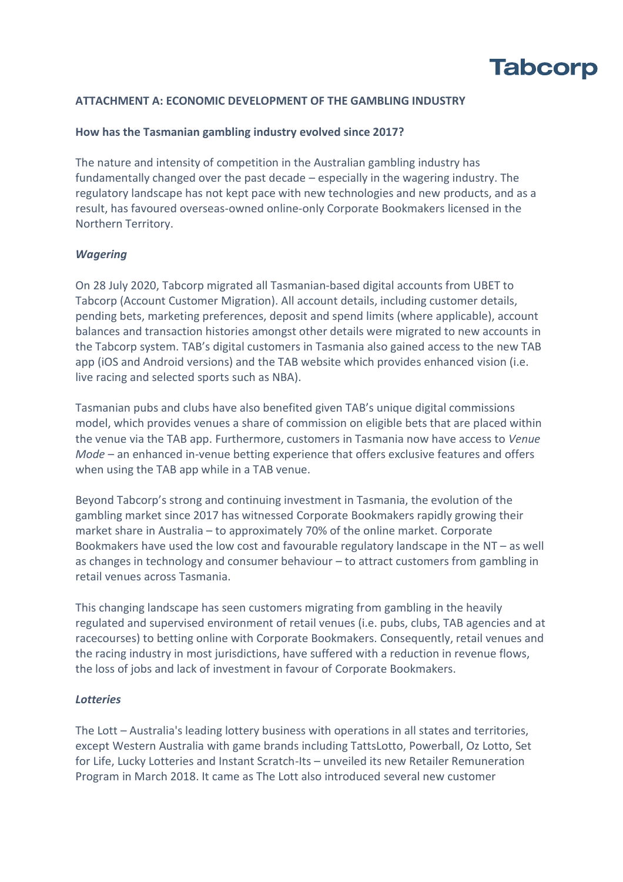## ATTACHMENT A: ECONOMIC DEVELOPMENT OF THE GAMBLING INDUSTRY

### How has the Tasmanian gambling industry evolved since 2017?

The nature and intensity of competition in the Australian gambling industry has fundamentally changed over the past decade – especially in the wagering industry. The regulatory landscape has not kept pace with new technologies and new products, and as a result, has favoured overseas-owned online-only Corporate Bookmakers licensed in the Northern Territory.

#### *Wagering*

On 28 July 2020, Tabcorp migrated all Tasmanian-based digital accounts from UBET to Tabcorp (Account Customer Migration). All account details, including customer details, pending bets, marketing preferences, deposit and spend limits (where applicable), account balances and transaction histories amongst other details were migrated to new accounts in the Tabcorp system. TAB's digital customers in Tasmania also gained access to the new TAB app (iOS and Android versions) and the TAB website which provides enhanced vision (i.e. live racing and selected sports such as NBA).

Tasmanian pubs and clubs have also benefited given TAB's unique digital commissions model, which provides venues a share of commission on eligible bets that are placed within the venue via the TAB app. Furthermore, customers in Tasmania now have access to *Venue Mode* – an enhanced in-venue betting experience that offers exclusive features and offers when using the TAB app while in a TAB venue.

Beyond Tabcorp's strong and continuing investment in Tasmania, the evolution of the gambling market since 2017 has witnessed Corporate Bookmakers rapidly growing their market share in Australia – to approximately 70% of the online market. Corporate Bookmakers have used the low cost and favourable regulatory landscape in the NT – as well as changes in technology and consumer behaviour – to attract customers from gambling in retail venues across Tasmania.

This changing landscape has seen customers migrating from gambling in the heavily regulated and supervised environment of retail venues (i.e. pubs, clubs, TAB agencies and at racecourses) to betting online with Corporate Bookmakers. Consequently, retail venues and the racing industry in most jurisdictions, have suffered with a reduction in revenue flows, the loss of jobs and lack of investment in favour of Corporate Bookmakers.

#### *Lotteries*

The Lott – Australia's leading lottery business with operations in all states and territories, except Western Australia with game brands including TattsLotto, Powerball, Oz Lotto, Set for Life, Lucky Lotteries and Instant Scratch-Its – unveiled its new Retailer Remuneration Program in March 2018. It came as The Lott also introduced several new customer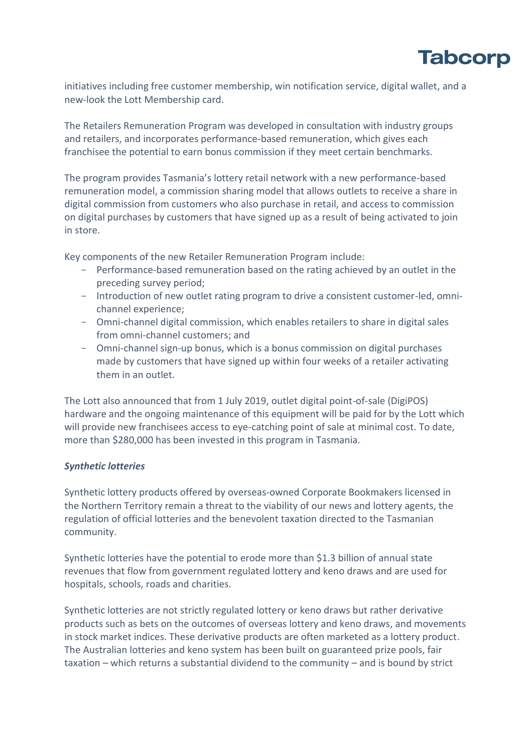initiatives including free customer membership, win notification service, digital wallet, and a new-look the Lott Membership card.

The Retailers Remuneration Program was developed in consultation with industry groups and retailers, and incorporates performance-based remuneration, which gives each franchisee the potential to earn bonus commission if they meet certain benchmarks.

The program provides Tasmania's lottery retail network with a new performance-based remuneration model, a commission sharing model that allows outlets to receive a share in digital commission from customers who also purchase in retail, and access to commission on digital purchases by customers that have signed up as a result of being activated to join in store.

Key components of the new Retailer Remuneration Program include:

- Performance-based remuneration based on the rating achieved by an outlet in the preceding survey period;
- Introduction of new outlet rating program to drive a consistent customer-led, omni-channel experience;
- Omni-channel digital commission, which enables retailers to share in digital sales from omni-channel customers; and
- Omni-channel sign-up bonus, which is a bonus commission on digital purchases made by customers that have signed up within four weeks of a retailer activating them in an outlet.

The Lott also announced that from 1 July 2019, outlet digital point-of-sale (DigiPOS) hardware and the ongoing maintenance of this equipment will be paid for by the Lott which will provide new franchisees access to eye-catching point of sale at minimal cost. To date, more than $280,000 has been invested in this program in Tasmania.

***Synthetic lotteries***

Synthetic lottery products offered by overseas-owned Corporate Bookmakers licensed in the Northern Territory remain a threat to the viability of our news and lottery agents, the regulation of official lotteries and the benevolent taxation directed to the Tasmanian community.

Synthetic lotteries have the potential to erode more than $1.3 billion of annual state revenues that flow from government regulated lottery and keno draws and are used for hospitals, schools, roads and charities.

Synthetic lotteries are not strictly regulated lottery or keno draws but rather derivative products such as bets on the outcomes of overseas lottery and keno draws, and movements in stock market indices. These derivative products are often marketed as a lottery product. The Australian lotteries and keno system has been built on guaranteed prize pools, fair taxation – which returns a substantial dividend to the community – and is bound by strict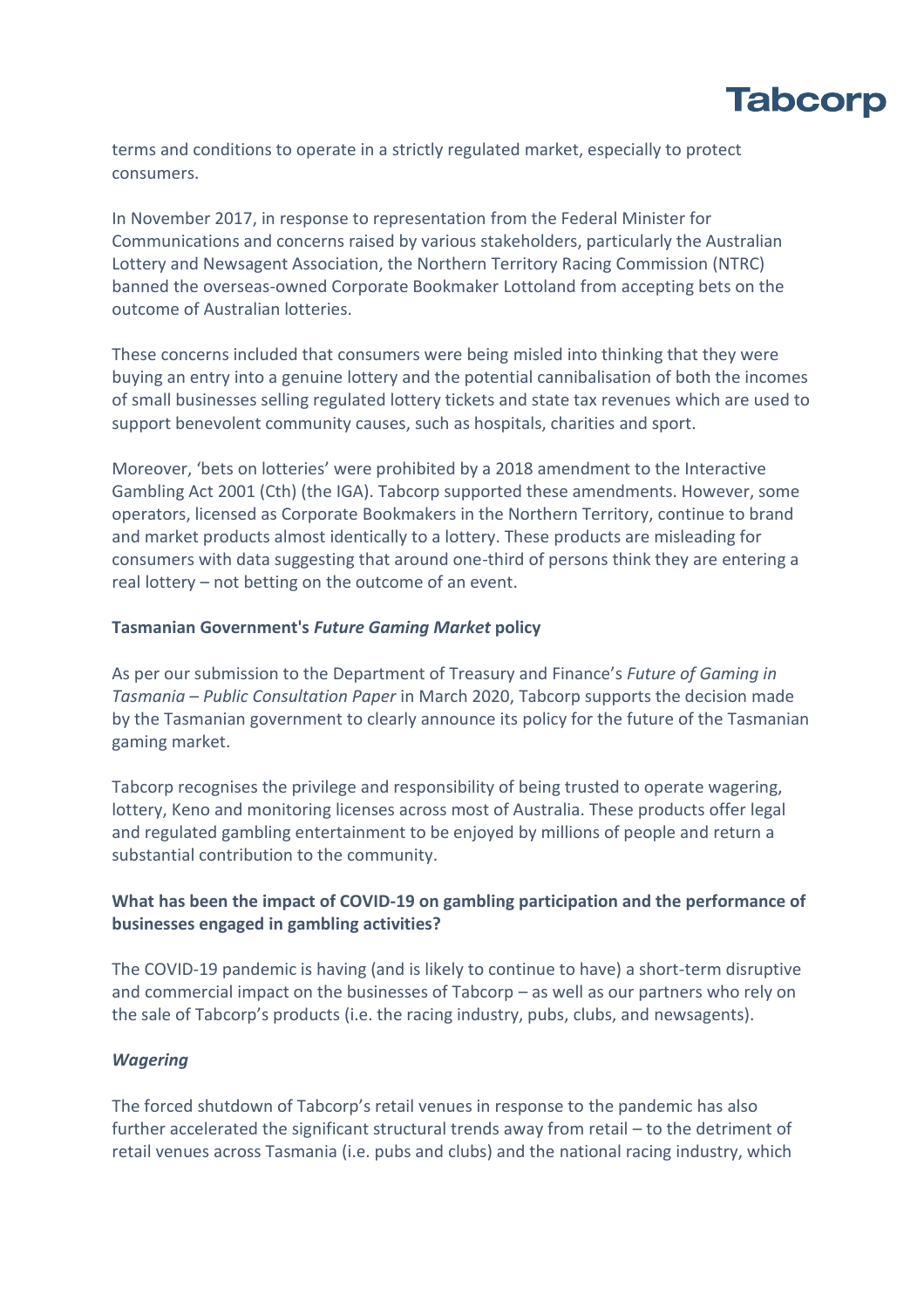terms and conditions to operate in a strictly regulated market, especially to protect consumers.

In November 2017, in response to representation from the Federal Minister for Communications and concerns raised by various stakeholders, particularly the Australian Lottery and Newsagent Association, the Northern Territory Racing Commission (NTRC) banned the overseas-owned Corporate Bookmaker Lottoland from accepting bets on the outcome of Australian lotteries.

These concerns included that consumers were being misled into thinking that they were buying an entry into a genuine lottery and the potential cannibalisation of both the incomes of small businesses selling regulated lottery tickets and state tax revenues which are used to support benevolent community causes, such as hospitals, charities and sport.

Moreover, 'bets on lotteries' were prohibited by a 2018 amendment to the Interactive Gambling Act 2001 (Cth) (the IGA). Tabcorp supported these amendments. However, some operators, licensed as Corporate Bookmakers in the Northern Territory, continue to brand and market products almost identically to a lottery. These products are misleading for consumers with data suggesting that around one-third of persons think they are entering a real lottery – not betting on the outcome of an event.

**Tasmanian Government's *Future Gaming Market* policy**

As per our submission to the Department of Treasury and Finance's *Future of Gaming in Tasmania – Public Consultation Paper* in March 2020, Tabcorp supports the decision made by the Tasmanian government to clearly announce its policy for the future of the Tasmanian gaming market.

Tabcorp recognises the privilege and responsibility of being trusted to operate wagering, lottery, Keno and monitoring licenses across most of Australia. These products offer legal and regulated gambling entertainment to be enjoyed by millions of people and return a substantial contribution to the community.

**What has been the impact of COVID-19 on gambling participation and the performance of businesses engaged in gambling activities?**

The COVID-19 pandemic is having (and is likely to continue to have) a short-term disruptive and commercial impact on the businesses of Tabcorp – as well as our partners who rely on the sale of Tabcorp's products (i.e. the racing industry, pubs, clubs, and newsagents).

***Wagering***

The forced shutdown of Tabcorp's retail venues in response to the pandemic has also further accelerated the significant structural trends away from retail – to the detriment of retail venues across Tasmania (i.e. pubs and clubs) and the national racing industry, which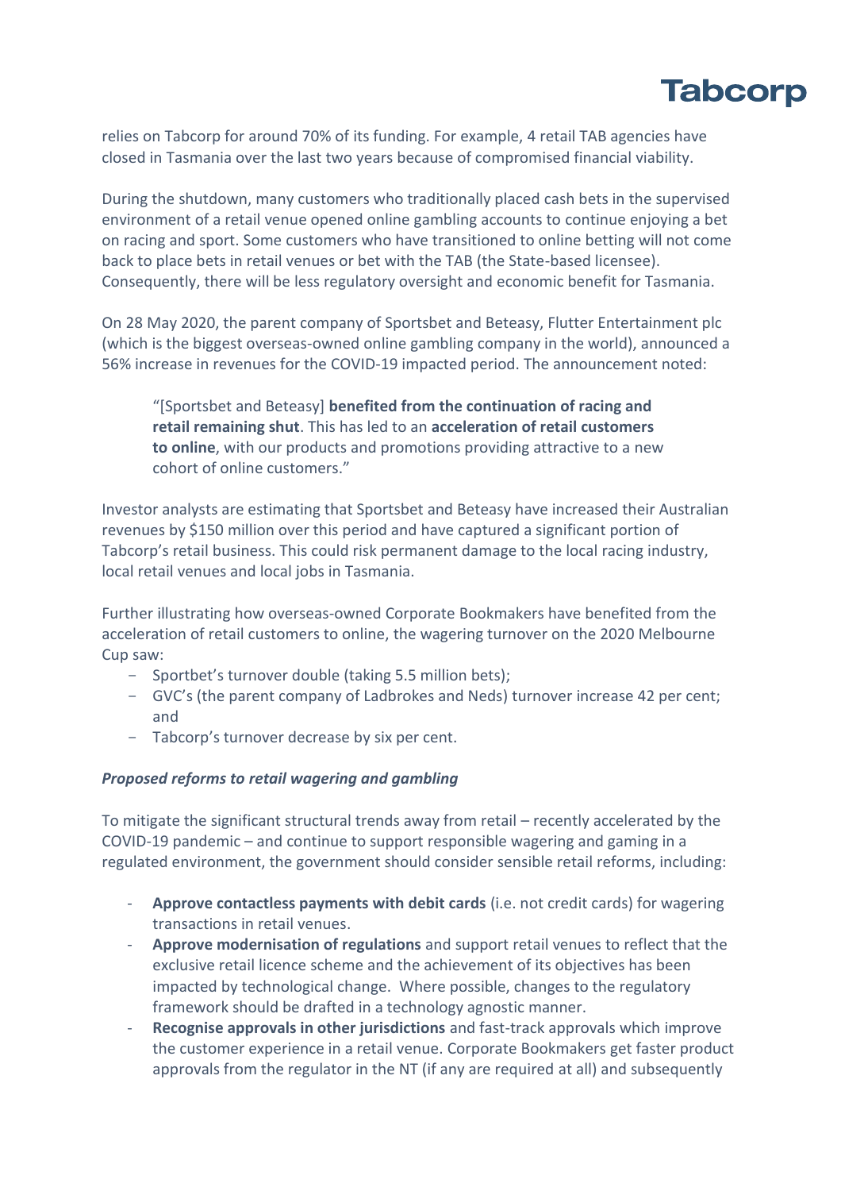relies on Tabcorp for around 70% of its funding. For example, 4 retail TAB agencies have closed in Tasmania over the last two years because of compromised financial viability.

During the shutdown, many customers who traditionally placed cash bets in the supervised environment of a retail venue opened online gambling accounts to continue enjoying a bet on racing and sport. Some customers who have transitioned to online betting will not come back to place bets in retail venues or bet with the TAB (the State-based licensee). Consequently, there will be less regulatory oversight and economic benefit for Tasmania.

On 28 May 2020, the parent company of Sportsbet and Beteasy, Flutter Entertainment plc (which is the biggest overseas-owned online gambling company in the world), announced a 56% increase in revenues for the COVID-19 impacted period. The announcement noted:

> "[Sportsbet and Beteasy] **benefited from the continuation of racing and retail remaining shut**. This has led to an **acceleration of retail customers to online**, with our products and promotions providing attractive to a new cohort of online customers."

Investor analysts are estimating that Sportsbet and Beteasy have increased their Australian revenues by $150 million over this period and have captured a significant portion of Tabcorp's retail business. This could risk permanent damage to the local racing industry, local retail venues and local jobs in Tasmania.

Further illustrating how overseas-owned Corporate Bookmakers have benefited from the acceleration of retail customers to online, the wagering turnover on the 2020 Melbourne Cup saw:

- Sportbet's turnover double (taking 5.5 million bets);
- GVC's (the parent company of Ladbrokes and Neds) turnover increase 42 per cent; and
- Tabcorp's turnover decrease by six per cent.

***Proposed reforms to retail wagering and gambling***

To mitigate the significant structural trends away from retail – recently accelerated by the COVID-19 pandemic – and continue to support responsible wagering and gaming in a regulated environment, the government should consider sensible retail reforms, including:

- **Approve contactless payments with debit cards** (i.e. not credit cards) for wagering transactions in retail venues.
- **Approve modernisation of regulations** and support retail venues to reflect that the exclusive retail licence scheme and the achievement of its objectives has been impacted by technological change. Where possible, changes to the regulatory framework should be drafted in a technology agnostic manner.
- **Recognise approvals in other jurisdictions** and fast-track approvals which improve the customer experience in a retail venue. Corporate Bookmakers get faster product approvals from the regulator in the NT (if any are required at all) and subsequently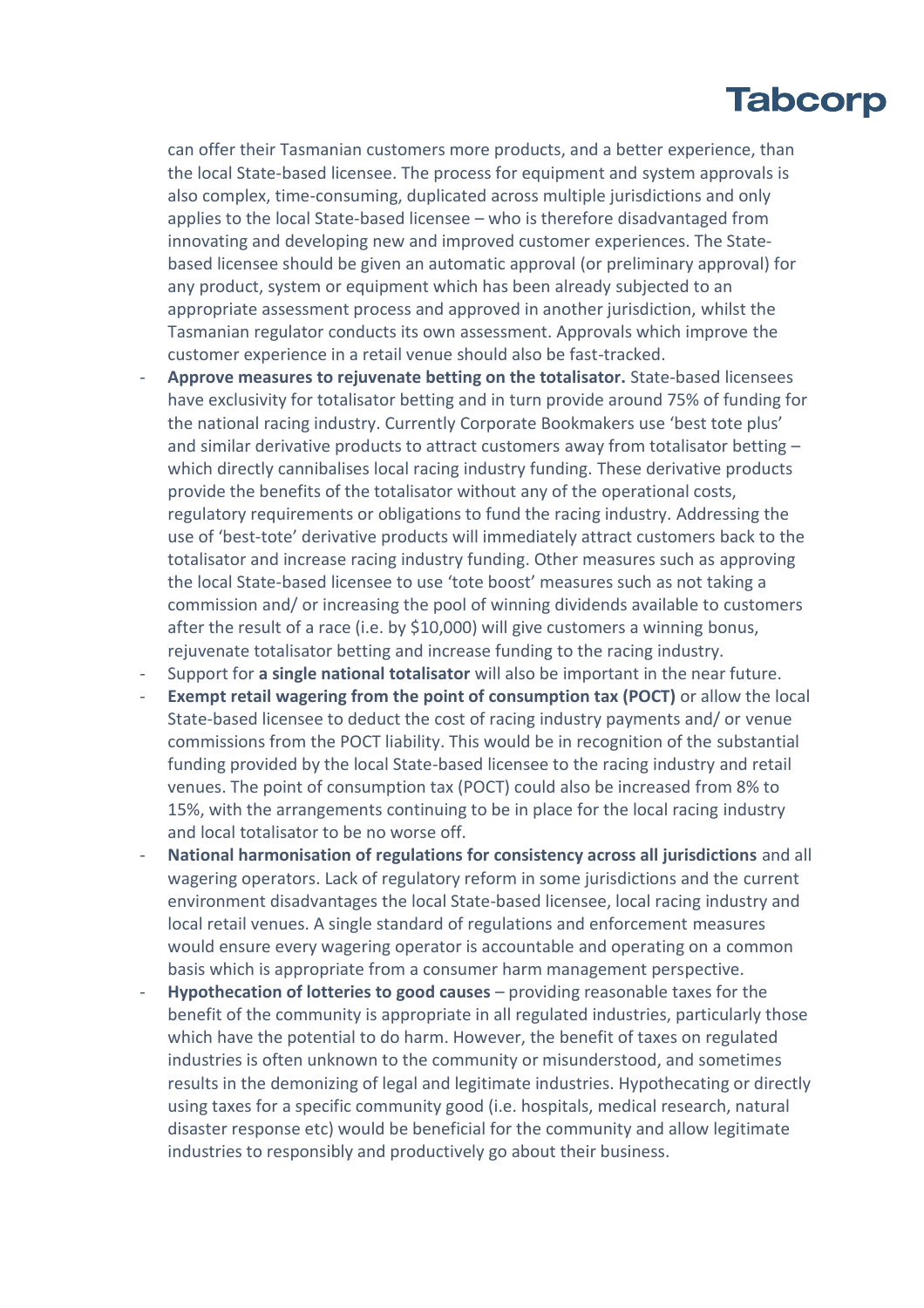can offer their Tasmanian customers more products, and a better experience, than the local State-based licensee. The process for equipment and system approvals is also complex, time-consuming, duplicated across multiple jurisdictions and only applies to the local State-based licensee – who is therefore disadvantaged from innovating and developing new and improved customer experiences. The State-based licensee should be given an automatic approval (or preliminary approval) for any product, system or equipment which has been already subjected to an appropriate assessment process and approved in another jurisdiction, whilst the Tasmanian regulator conducts its own assessment. Approvals which improve the customer experience in a retail venue should also be fast-tracked.

- **Approve measures to rejuvenate betting on the totalisator.** State-based licensees have exclusivity for totalisator betting and in turn provide around 75% of funding for the national racing industry. Currently Corporate Bookmakers use 'best tote plus' and similar derivative products to attract customers away from totalisator betting – which directly cannibalises local racing industry funding. These derivative products provide the benefits of the totalisator without any of the operational costs, regulatory requirements or obligations to fund the racing industry. Addressing the use of 'best-tote' derivative products will immediately attract customers back to the totalisator and increase racing industry funding. Other measures such as approving the local State-based licensee to use 'tote boost' measures such as not taking a commission and/ or increasing the pool of winning dividends available to customers after the result of a race (i.e. by $10,000) will give customers a winning bonus, rejuvenate totalisator betting and increase funding to the racing industry.
- Support for **a single national totalisator** will also be important in the near future.
- **Exempt retail wagering from the point of consumption tax (POCT)** or allow the local State-based licensee to deduct the cost of racing industry payments and/ or venue commissions from the POCT liability. This would be in recognition of the substantial funding provided by the local State-based licensee to the racing industry and retail venues. The point of consumption tax (POCT) could also be increased from 8% to 15%, with the arrangements continuing to be in place for the local racing industry and local totalisator to be no worse off.
- **National harmonisation of regulations for consistency across all jurisdictions** and all wagering operators. Lack of regulatory reform in some jurisdictions and the current environment disadvantages the local State-based licensee, local racing industry and local retail venues. A single standard of regulations and enforcement measures would ensure every wagering operator is accountable and operating on a common basis which is appropriate from a consumer harm management perspective.
- **Hypothecation of lotteries to good causes** – providing reasonable taxes for the benefit of the community is appropriate in all regulated industries, particularly those which have the potential to do harm. However, the benefit of taxes on regulated industries is often unknown to the community or misunderstood, and sometimes results in the demonizing of legal and legitimate industries. Hypothecating or directly using taxes for a specific community good (i.e. hospitals, medical research, natural disaster response etc) would be beneficial for the community and allow legitimate industries to responsibly and productively go about their business.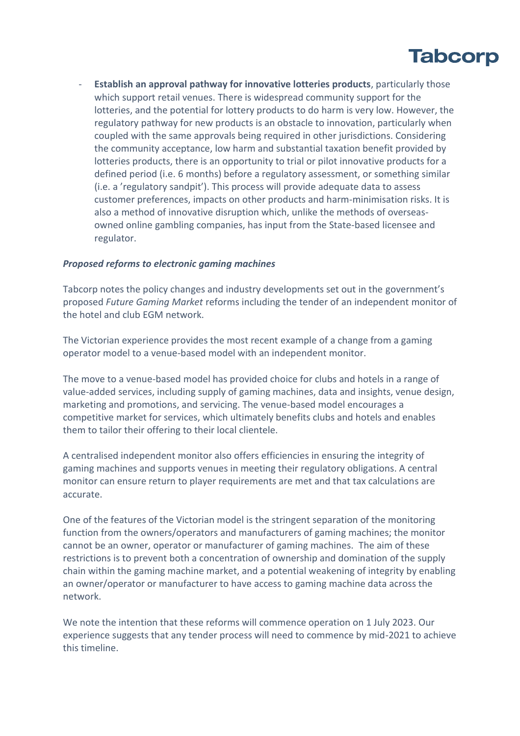- **Establish an approval pathway for innovative lotteries products**, particularly those which support retail venues. There is widespread community support for the lotteries, and the potential for lottery products to do harm is very low. However, the regulatory pathway for new products is an obstacle to innovation, particularly when coupled with the same approvals being required in other jurisdictions. Considering the community acceptance, low harm and substantial taxation benefit provided by lotteries products, there is an opportunity to trial or pilot innovative products for a defined period (i.e. 6 months) before a regulatory assessment, or something similar (i.e. a 'regulatory sandpit'). This process will provide adequate data to assess customer preferences, impacts on other products and harm-minimisation risks. It is also a method of innovative disruption which, unlike the methods of overseas-owned online gambling companies, has input from the State-based licensee and regulator.

***Proposed reforms to electronic gaming machines***

Tabcorp notes the policy changes and industry developments set out in the government's proposed *Future Gaming Market* reforms including the tender of an independent monitor of the hotel and club EGM network.

The Victorian experience provides the most recent example of a change from a gaming operator model to a venue-based model with an independent monitor.

The move to a venue-based model has provided choice for clubs and hotels in a range of value-added services, including supply of gaming machines, data and insights, venue design, marketing and promotions, and servicing. The venue-based model encourages a competitive market for services, which ultimately benefits clubs and hotels and enables them to tailor their offering to their local clientele.

A centralised independent monitor also offers efficiencies in ensuring the integrity of gaming machines and supports venues in meeting their regulatory obligations. A central monitor can ensure return to player requirements are met and that tax calculations are accurate.

One of the features of the Victorian model is the stringent separation of the monitoring function from the owners/operators and manufacturers of gaming machines; the monitor cannot be an owner, operator or manufacturer of gaming machines. The aim of these restrictions is to prevent both a concentration of ownership and domination of the supply chain within the gaming machine market, and a potential weakening of integrity by enabling an owner/operator or manufacturer to have access to gaming machine data across the network.

We note the intention that these reforms will commence operation on 1 July 2023. Our experience suggests that any tender process will need to commence by mid-2021 to achieve this timeline.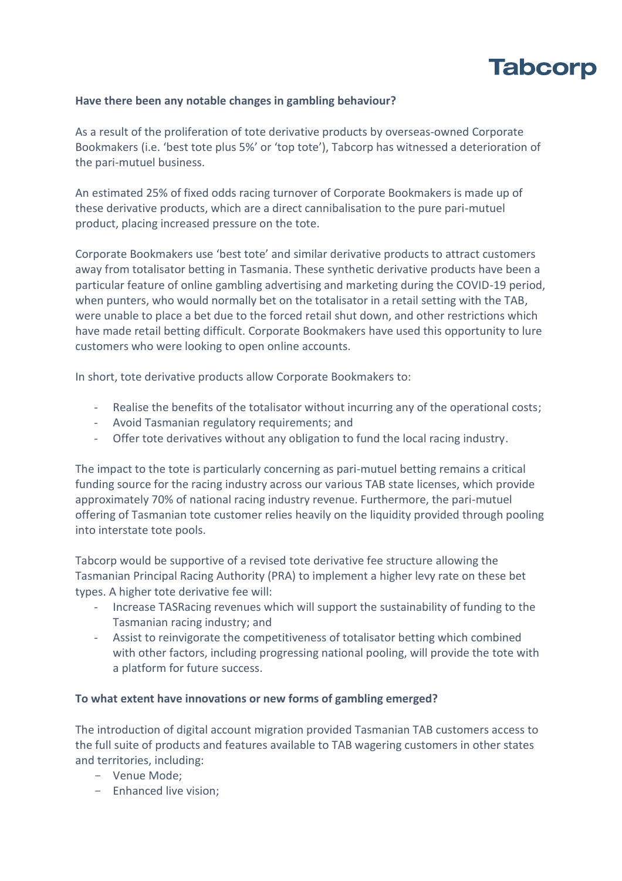**Have there been any notable changes in gambling behaviour?**

As a result of the proliferation of tote derivative products by overseas-owned Corporate Bookmakers (i.e. 'best tote plus 5%' or 'top tote'), Tabcorp has witnessed a deterioration of the pari-mutuel business.

An estimated 25% of fixed odds racing turnover of Corporate Bookmakers is made up of these derivative products, which are a direct cannibalisation to the pure pari-mutuel product, placing increased pressure on the tote.

Corporate Bookmakers use 'best tote' and similar derivative products to attract customers away from totalisator betting in Tasmania. These synthetic derivative products have been a particular feature of online gambling advertising and marketing during the COVID-19 period, when punters, who would normally bet on the totalisator in a retail setting with the TAB, were unable to place a bet due to the forced retail shut down, and other restrictions which have made retail betting difficult. Corporate Bookmakers have used this opportunity to lure customers who were looking to open online accounts.

In short, tote derivative products allow Corporate Bookmakers to:

- Realise the benefits of the totalisator without incurring any of the operational costs;
- Avoid Tasmanian regulatory requirements; and
- Offer tote derivatives without any obligation to fund the local racing industry.

The impact to the tote is particularly concerning as pari-mutuel betting remains a critical funding source for the racing industry across our various TAB state licenses, which provide approximately 70% of national racing industry revenue. Furthermore, the pari-mutuel offering of Tasmanian tote customer relies heavily on the liquidity provided through pooling into interstate tote pools.

Tabcorp would be supportive of a revised tote derivative fee structure allowing the Tasmanian Principal Racing Authority (PRA) to implement a higher levy rate on these bet types. A higher tote derivative fee will:

- Increase TASRacing revenues which will support the sustainability of funding to the Tasmanian racing industry; and
- Assist to reinvigorate the competitiveness of totalisator betting which combined with other factors, including progressing national pooling, will provide the tote with a platform for future success.

**To what extent have innovations or new forms of gambling emerged?**

The introduction of digital account migration provided Tasmanian TAB customers access to the full suite of products and features available to TAB wagering customers in other states and territories, including:

- Venue Mode;
- Enhanced live vision;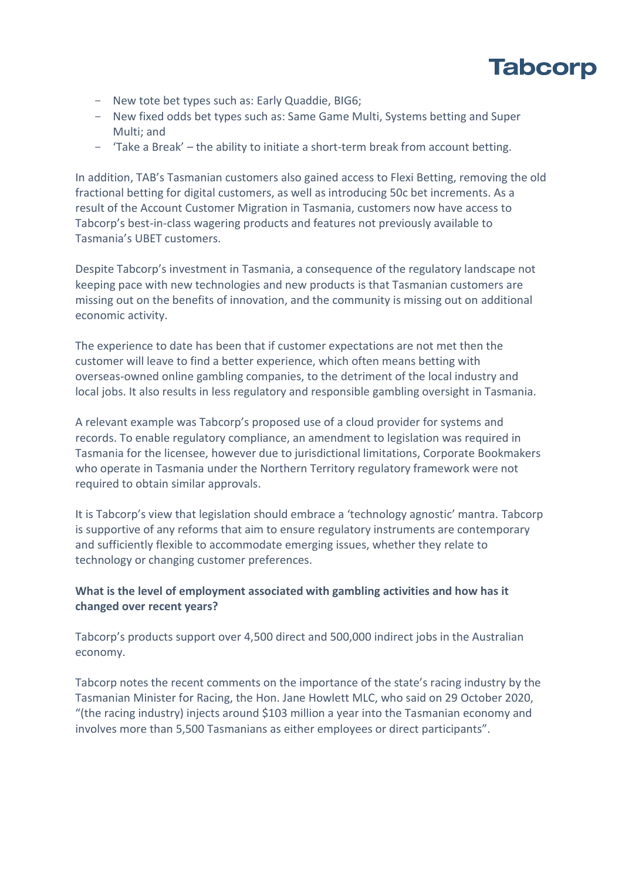- New tote bet types such as: Early Quaddie, BIG6;
- New fixed odds bet types such as: Same Game Multi, Systems betting and Super Multi; and
- 'Take a Break' – the ability to initiate a short-term break from account betting.

In addition, TAB's Tasmanian customers also gained access to Flexi Betting, removing the old fractional betting for digital customers, as well as introducing 50c bet increments. As a result of the Account Customer Migration in Tasmania, customers now have access to Tabcorp's best-in-class wagering products and features not previously available to Tasmania's UBET customers.

Despite Tabcorp's investment in Tasmania, a consequence of the regulatory landscape not keeping pace with new technologies and new products is that Tasmanian customers are missing out on the benefits of innovation, and the community is missing out on additional economic activity.

The experience to date has been that if customer expectations are not met then the customer will leave to find a better experience, which often means betting with overseas-owned online gambling companies, to the detriment of the local industry and local jobs. It also results in less regulatory and responsible gambling oversight in Tasmania.

A relevant example was Tabcorp's proposed use of a cloud provider for systems and records. To enable regulatory compliance, an amendment to legislation was required in Tasmania for the licensee, however due to jurisdictional limitations, Corporate Bookmakers who operate in Tasmania under the Northern Territory regulatory framework were not required to obtain similar approvals.

It is Tabcorp's view that legislation should embrace a 'technology agnostic' mantra. Tabcorp is supportive of any reforms that aim to ensure regulatory instruments are contemporary and sufficiently flexible to accommodate emerging issues, whether they relate to technology or changing customer preferences.

**What is the level of employment associated with gambling activities and how has it changed over recent years?**

Tabcorp's products support over 4,500 direct and 500,000 indirect jobs in the Australian economy.

Tabcorp notes the recent comments on the importance of the state's racing industry by the Tasmanian Minister for Racing, the Hon. Jane Howlett MLC, who said on 29 October 2020, "(the racing industry) injects around $103 million a year into the Tasmanian economy and involves more than 5,500 Tasmanians as either employees or direct participants".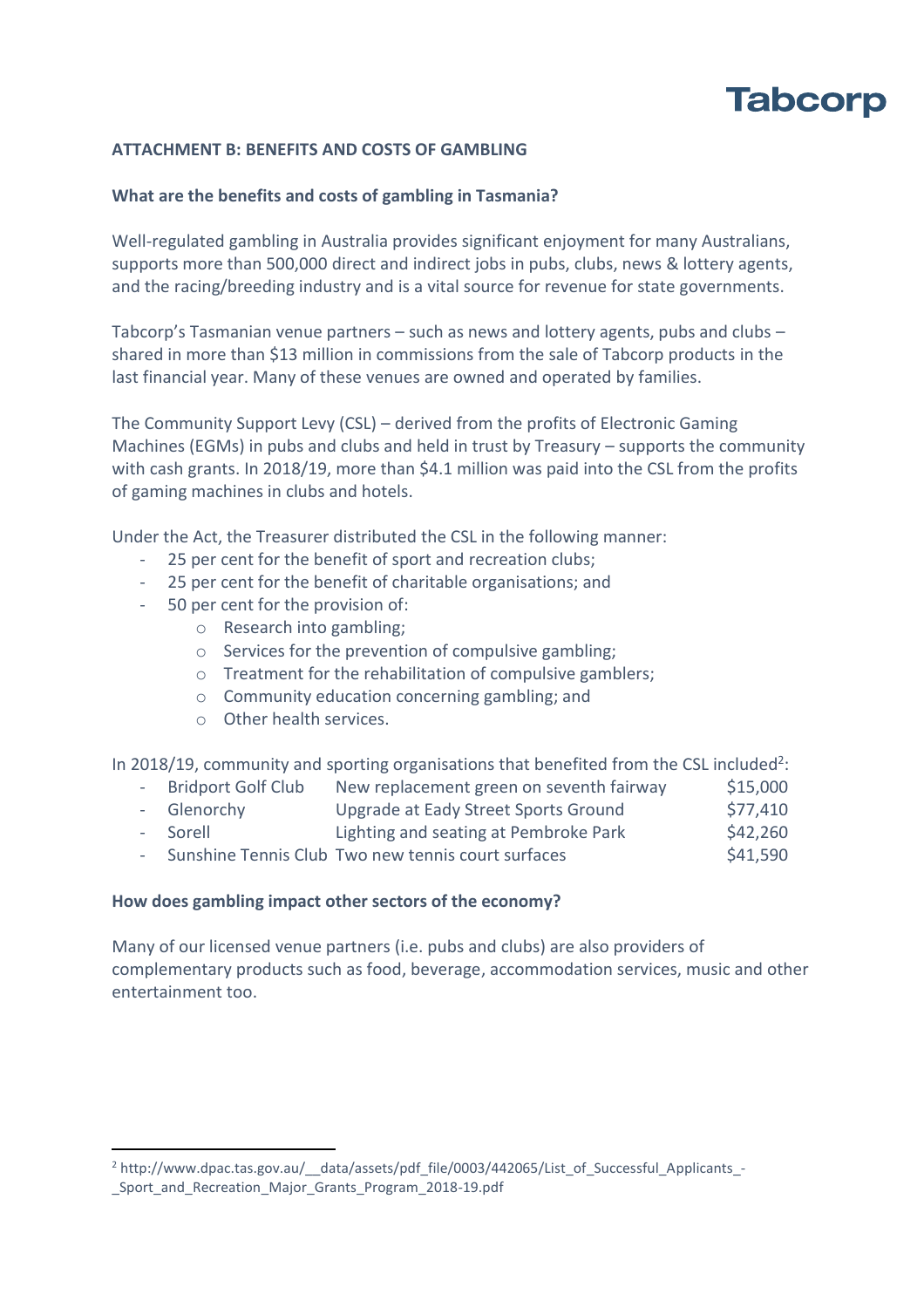### ATTACHMENT B: BENEFITS AND COSTS OF GAMBLING

**What are the benefits and costs of gambling in Tasmania?**

Well-regulated gambling in Australia provides significant enjoyment for many Australians, supports more than 500,000 direct and indirect jobs in pubs, clubs, news & lottery agents, and the racing/breeding industry and is a vital source for revenue for state governments.

Tabcorp's Tasmanian venue partners – such as news and lottery agents, pubs and clubs – shared in more than $13 million in commissions from the sale of Tabcorp products in the last financial year. Many of these venues are owned and operated by families.

The Community Support Levy (CSL) – derived from the profits of Electronic Gaming Machines (EGMs) in pubs and clubs and held in trust by Treasury – supports the community with cash grants. In 2018/19, more than $4.1 million was paid into the CSL from the profits of gaming machines in clubs and hotels.

Under the Act, the Treasurer distributed the CSL in the following manner:

- 25 per cent for the benefit of sport and recreation clubs;
- 25 per cent for the benefit of charitable organisations; and
- 50 per cent for the provision of:
  - Research into gambling;
  - Services for the prevention of compulsive gambling;
  - Treatment for the rehabilitation of compulsive gamblers;
  - Community education concerning gambling; and
  - Other health services.

In 2018/19, community and sporting organisations that benefited from the CSL included[2]:

| | | |
|---|---|---|
| Bridport Golf Club | New replacement green on seventh fairway | $15,000 |
| Glenorchy | Upgrade at Eady Street Sports Ground | $77,410 |
| Sorell | Lighting and seating at Pembroke Park | $42,260 |
| Sunshine Tennis Club | Two new tennis court surfaces | $41,590 |

**How does gambling impact other sectors of the economy?**

Many of our licensed venue partners (i.e. pubs and clubs) are also providers of complementary products such as food, beverage, accommodation services, music and other entertainment too.

[2] http://www.dpac.tas.gov.au/__data/assets/pdf_file/0003/442065/List_of_Successful_Applicants_-_Sport_and_Recreation_Major_Grants_Program_2018-19.pdf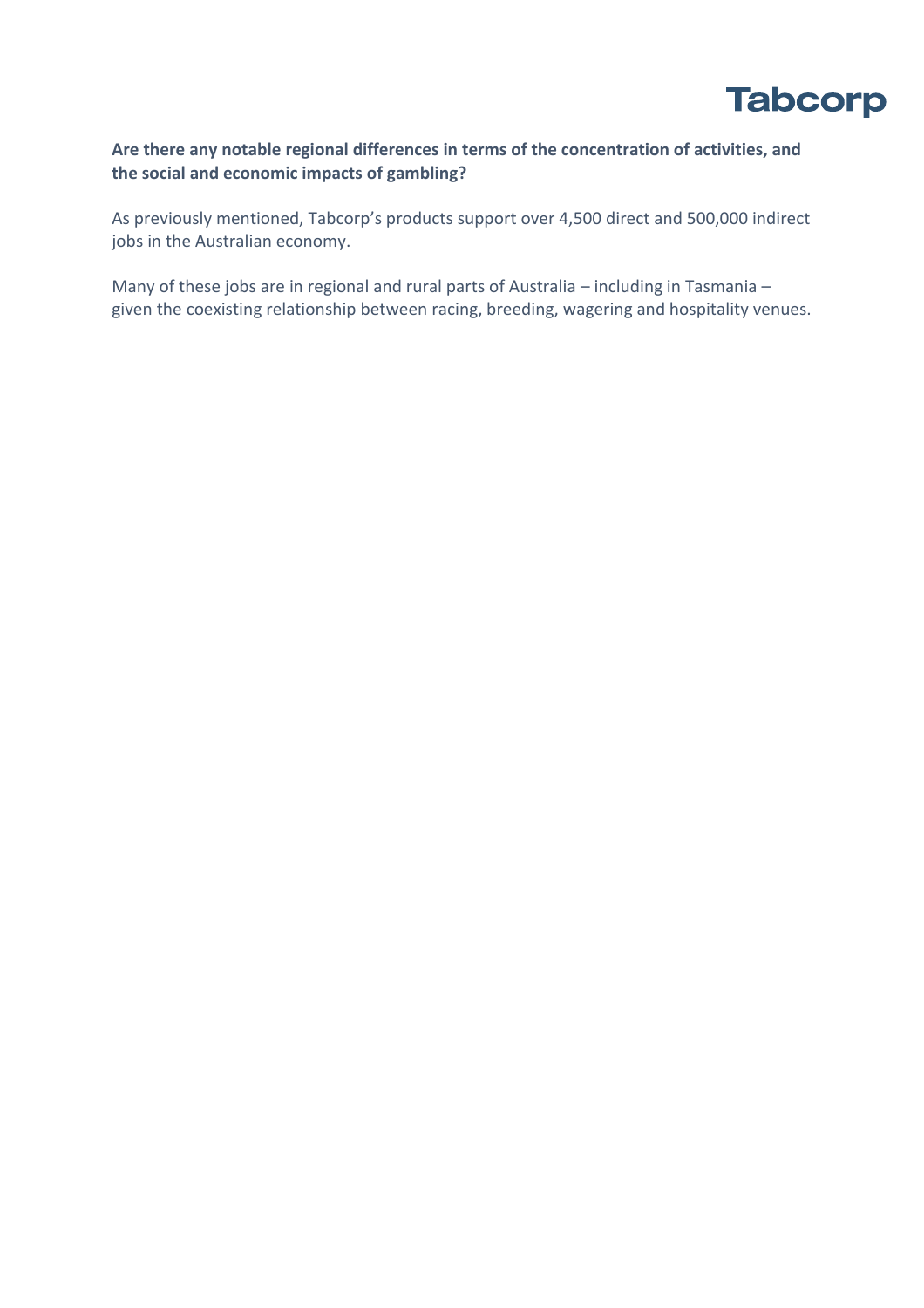**Are there any notable regional differences in terms of the concentration of activities, and the social and economic impacts of gambling?**

As previously mentioned, Tabcorp's products support over 4,500 direct and 500,000 indirect jobs in the Australian economy.

Many of these jobs are in regional and rural parts of Australia – including in Tasmania – given the coexisting relationship between racing, breeding, wagering and hospitality venues.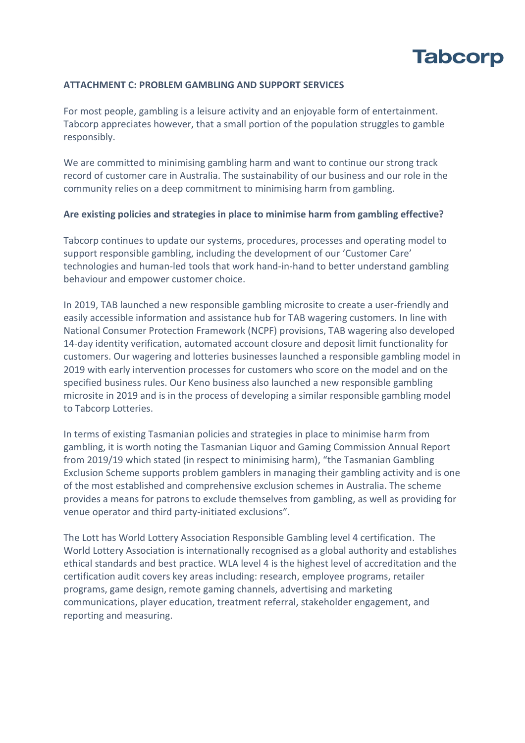## ATTACHMENT C: PROBLEM GAMBLING AND SUPPORT SERVICES

For most people, gambling is a leisure activity and an enjoyable form of entertainment. Tabcorp appreciates however, that a small portion of the population struggles to gamble responsibly.

We are committed to minimising gambling harm and want to continue our strong track record of customer care in Australia. The sustainability of our business and our role in the community relies on a deep commitment to minimising harm from gambling.

### Are existing policies and strategies in place to minimise harm from gambling effective?

Tabcorp continues to update our systems, procedures, processes and operating model to support responsible gambling, including the development of our 'Customer Care' technologies and human-led tools that work hand-in-hand to better understand gambling behaviour and empower customer choice.

In 2019, TAB launched a new responsible gambling microsite to create a user-friendly and easily accessible information and assistance hub for TAB wagering customers. In line with National Consumer Protection Framework (NCPF) provisions, TAB wagering also developed 14-day identity verification, automated account closure and deposit limit functionality for customers. Our wagering and lotteries businesses launched a responsible gambling model in 2019 with early intervention processes for customers who score on the model and on the specified business rules. Our Keno business also launched a new responsible gambling microsite in 2019 and is in the process of developing a similar responsible gambling model to Tabcorp Lotteries.

In terms of existing Tasmanian policies and strategies in place to minimise harm from gambling, it is worth noting the Tasmanian Liquor and Gaming Commission Annual Report from 2019/19 which stated (in respect to minimising harm), "the Tasmanian Gambling Exclusion Scheme supports problem gamblers in managing their gambling activity and is one of the most established and comprehensive exclusion schemes in Australia. The scheme provides a means for patrons to exclude themselves from gambling, as well as providing for venue operator and third party-initiated exclusions".

The Lott has World Lottery Association Responsible Gambling level 4 certification. The World Lottery Association is internationally recognised as a global authority and establishes ethical standards and best practice. WLA level 4 is the highest level of accreditation and the certification audit covers key areas including: research, employee programs, retailer programs, game design, remote gaming channels, advertising and marketing communications, player education, treatment referral, stakeholder engagement, and reporting and measuring.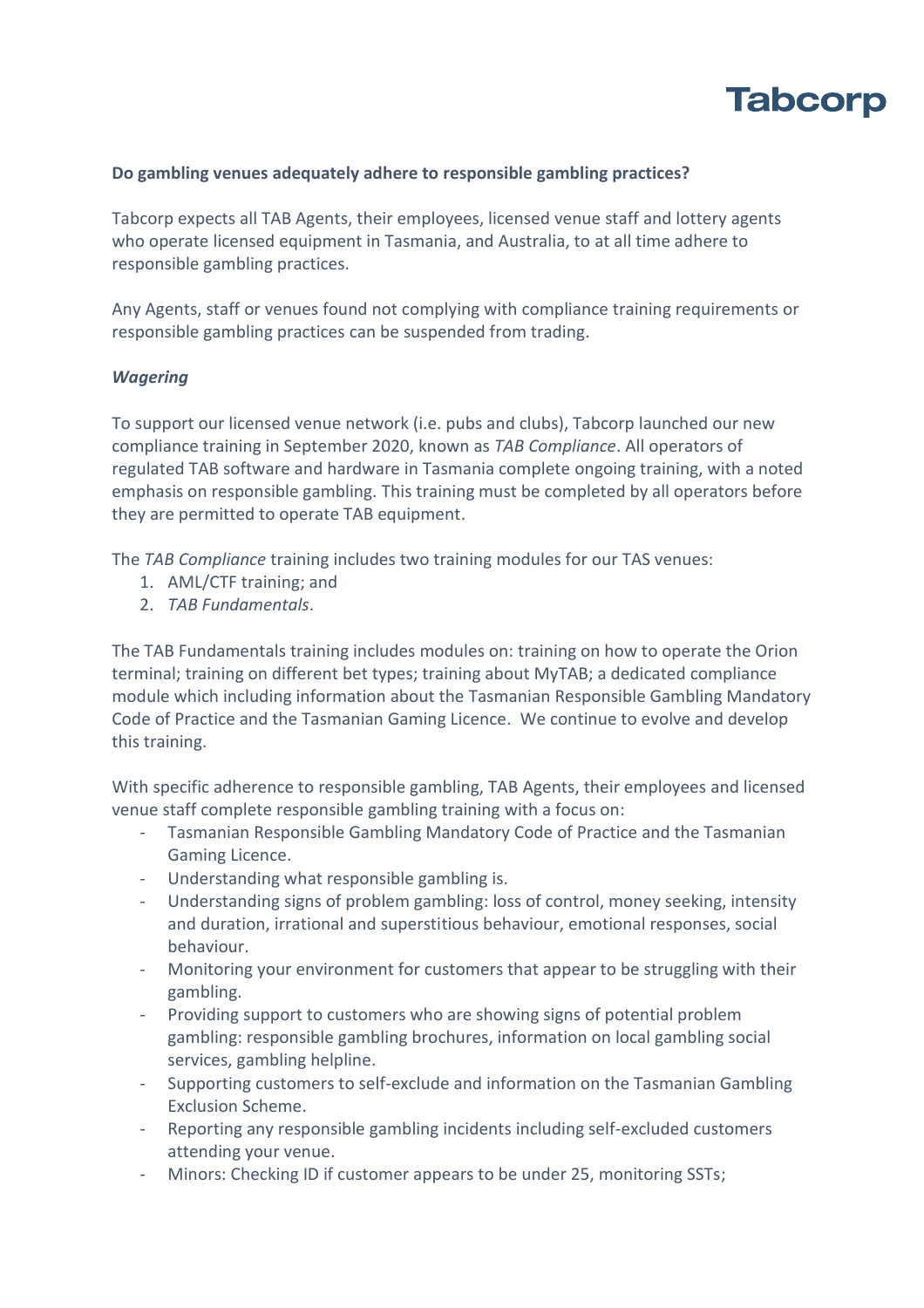**Do gambling venues adequately adhere to responsible gambling practices?**

Tabcorp expects all TAB Agents, their employees, licensed venue staff and lottery agents who operate licensed equipment in Tasmania, and Australia, to at all time adhere to responsible gambling practices.

Any Agents, staff or venues found not complying with compliance training requirements or responsible gambling practices can be suspended from trading.

***Wagering***

To support our licensed venue network (i.e. pubs and clubs), Tabcorp launched our new compliance training in September 2020, known as *TAB Compliance*. All operators of regulated TAB software and hardware in Tasmania complete ongoing training, with a noted emphasis on responsible gambling. This training must be completed by all operators before they are permitted to operate TAB equipment.

The *TAB Compliance* training includes two training modules for our TAS venues:

1. AML/CTF training; and
2. *TAB Fundamentals*.

The TAB Fundamentals training includes modules on: training on how to operate the Orion terminal; training on different bet types; training about MyTAB; a dedicated compliance module which including information about the Tasmanian Responsible Gambling Mandatory Code of Practice and the Tasmanian Gaming Licence. We continue to evolve and develop this training.

With specific adherence to responsible gambling, TAB Agents, their employees and licensed venue staff complete responsible gambling training with a focus on:

- Tasmanian Responsible Gambling Mandatory Code of Practice and the Tasmanian Gaming Licence.
- Understanding what responsible gambling is.
- Understanding signs of problem gambling: loss of control, money seeking, intensity and duration, irrational and superstitious behaviour, emotional responses, social behaviour.
- Monitoring your environment for customers that appear to be struggling with their gambling.
- Providing support to customers who are showing signs of potential problem gambling: responsible gambling brochures, information on local gambling social services, gambling helpline.
- Supporting customers to self-exclude and information on the Tasmanian Gambling Exclusion Scheme.
- Reporting any responsible gambling incidents including self-excluded customers attending your venue.
- Minors: Checking ID if customer appears to be under 25, monitoring SSTs;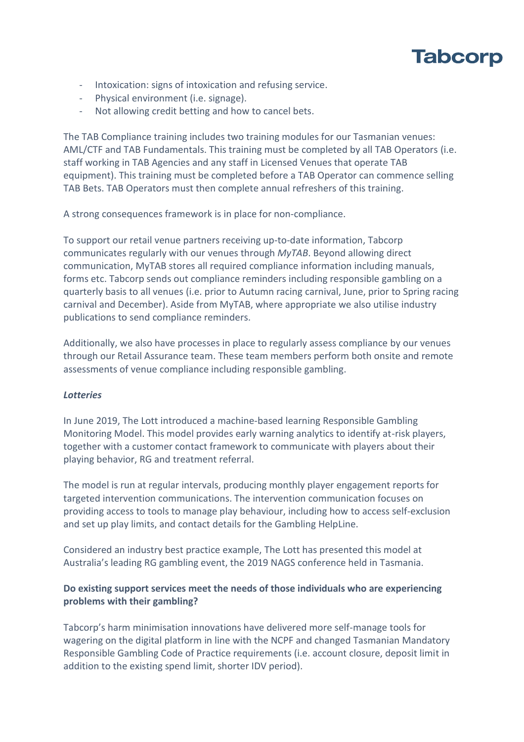- Intoxication: signs of intoxication and refusing service.
- Physical environment (i.e. signage).
- Not allowing credit betting and how to cancel bets.

The TAB Compliance training includes two training modules for our Tasmanian venues: AML/CTF and TAB Fundamentals. This training must be completed by all TAB Operators (i.e. staff working in TAB Agencies and any staff in Licensed Venues that operate TAB equipment). This training must be completed before a TAB Operator can commence selling TAB Bets. TAB Operators must then complete annual refreshers of this training.

A strong consequences framework is in place for non-compliance.

To support our retail venue partners receiving up-to-date information, Tabcorp communicates regularly with our venues through *MyTAB*. Beyond allowing direct communication, MyTAB stores all required compliance information including manuals, forms etc. Tabcorp sends out compliance reminders including responsible gambling on a quarterly basis to all venues (i.e. prior to Autumn racing carnival, June, prior to Spring racing carnival and December). Aside from MyTAB, where appropriate we also utilise industry publications to send compliance reminders.

Additionally, we also have processes in place to regularly assess compliance by our venues through our Retail Assurance team. These team members perform both onsite and remote assessments of venue compliance including responsible gambling.

***Lotteries***

In June 2019, The Lott introduced a machine-based learning Responsible Gambling Monitoring Model. This model provides early warning analytics to identify at-risk players, together with a customer contact framework to communicate with players about their playing behavior, RG and treatment referral.

The model is run at regular intervals, producing monthly player engagement reports for targeted intervention communications. The intervention communication focuses on providing access to tools to manage play behaviour, including how to access self-exclusion and set up play limits, and contact details for the Gambling HelpLine.

Considered an industry best practice example, The Lott has presented this model at Australia's leading RG gambling event, the 2019 NAGS conference held in Tasmania.

**Do existing support services meet the needs of those individuals who are experiencing problems with their gambling?**

Tabcorp's harm minimisation innovations have delivered more self-manage tools for wagering on the digital platform in line with the NCPF and changed Tasmanian Mandatory Responsible Gambling Code of Practice requirements (i.e. account closure, deposit limit in addition to the existing spend limit, shorter IDV period).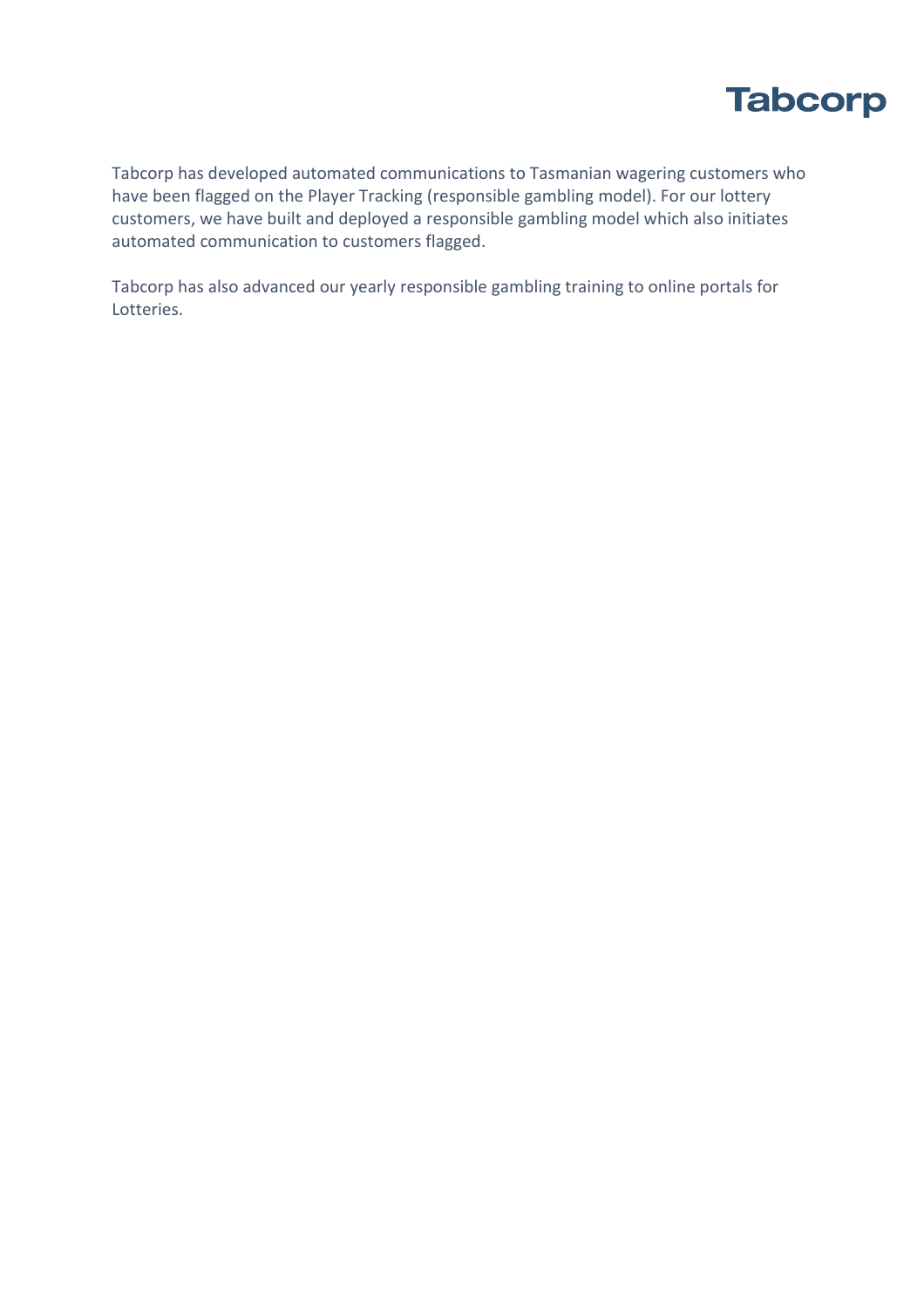Tabcorp has developed automated communications to Tasmanian wagering customers who have been flagged on the Player Tracking (responsible gambling model). For our lottery customers, we have built and deployed a responsible gambling model which also initiates automated communication to customers flagged.

Tabcorp has also advanced our yearly responsible gambling training to online portals for Lotteries.